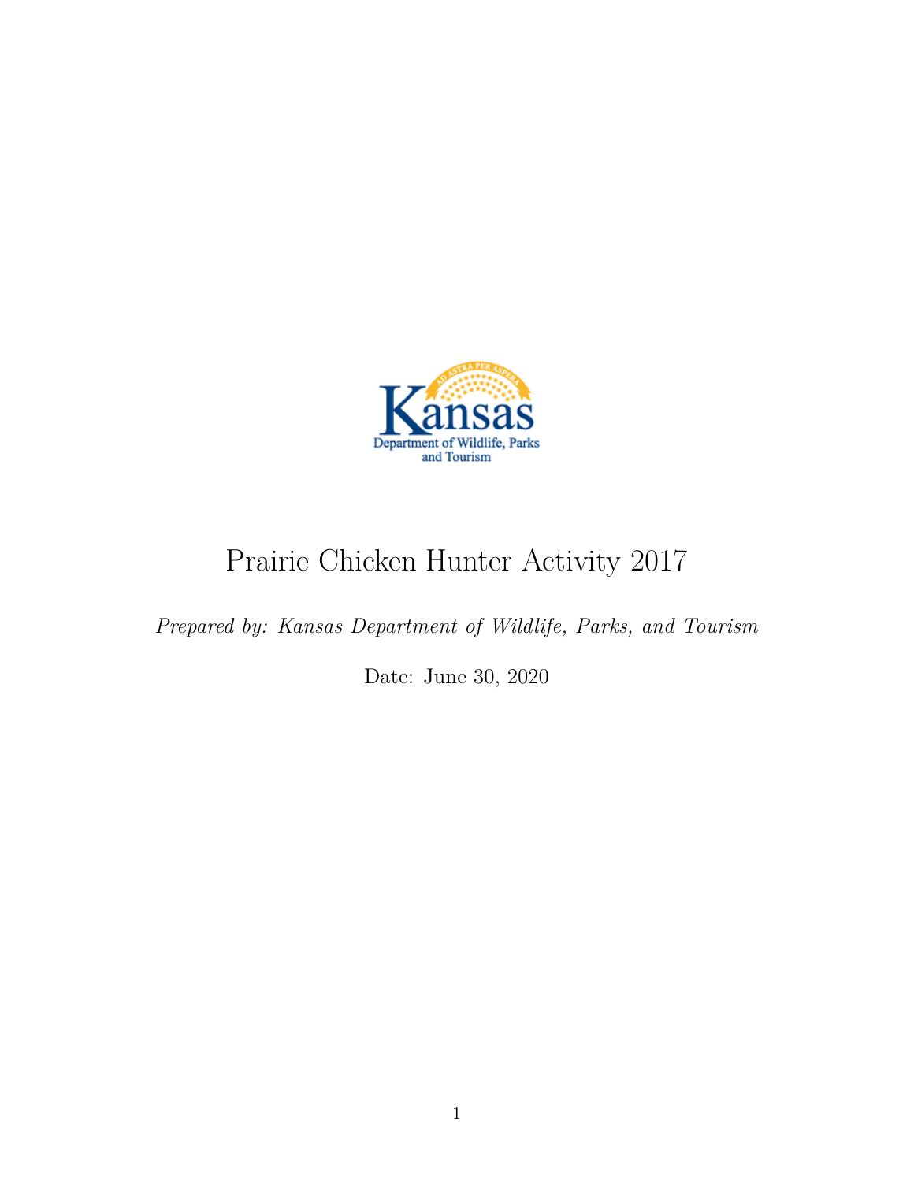# Prairie Chicken Hunter Activity 2017

*Prepared by: Kansas Department of Wildlife, Parks, and Tourism*

Date: June 30, 2020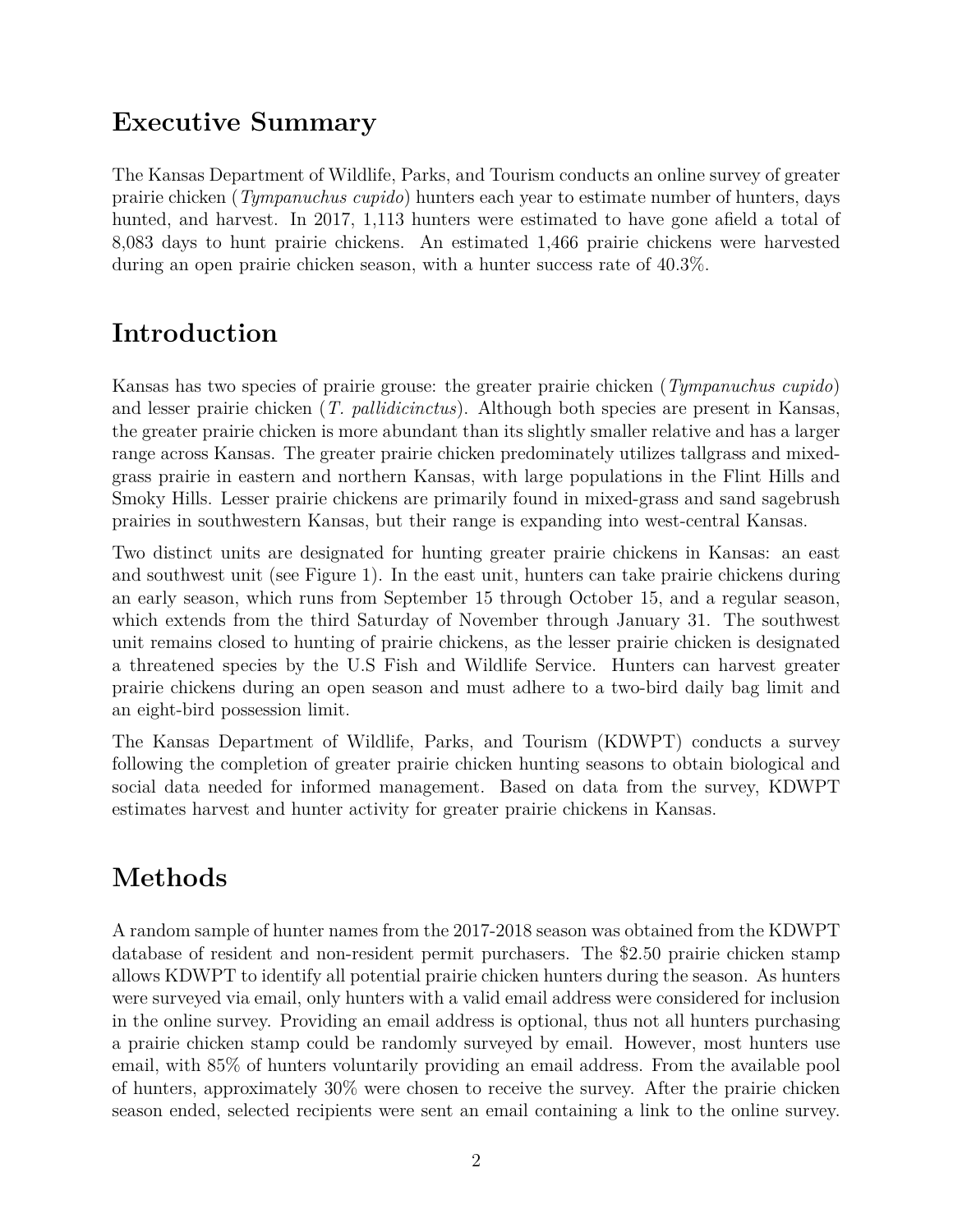## Executive Summary

The Kansas Department of Wildlife, Parks, and Tourism conducts an online survey of greater prairie chicken (*Tympanuchus cupido*) hunters each year to estimate number of hunters, days hunted, and harvest. In 2017, 1,113 hunters were estimated to have gone afield a total of 8,083 days to hunt prairie chickens. An estimated 1,466 prairie chickens were harvested during an open prairie chicken season, with a hunter success rate of 40.3%.

## Introduction

Kansas has two species of prairie grouse: the greater prairie chicken (*Tympanuchus cupido*) and lesser prairie chicken (*T. pallidicinctus*). Although both species are present in Kansas, the greater prairie chicken is more abundant than its slightly smaller relative and has a larger range across Kansas. The greater prairie chicken predominately utilizes tallgrass and mixed-grass prairie in eastern and northern Kansas, with large populations in the Flint Hills and Smoky Hills. Lesser prairie chickens are primarily found in mixed-grass and sand sagebrush prairies in southwestern Kansas, but their range is expanding into west-central Kansas.

Two distinct units are designated for hunting greater prairie chickens in Kansas: an east and southwest unit (see Figure 1). In the east unit, hunters can take prairie chickens during an early season, which runs from September 15 through October 15, and a regular season, which extends from the third Saturday of November through January 31. The southwest unit remains closed to hunting of prairie chickens, as the lesser prairie chicken is designated a threatened species by the U.S Fish and Wildlife Service. Hunters can harvest greater prairie chickens during an open season and must adhere to a two-bird daily bag limit and an eight-bird possession limit.

The Kansas Department of Wildlife, Parks, and Tourism (KDWPT) conducts a survey following the completion of greater prairie chicken hunting seasons to obtain biological and social data needed for informed management. Based on data from the survey, KDWPT estimates harvest and hunter activity for greater prairie chickens in Kansas.

## Methods

A random sample of hunter names from the 2017-2018 season was obtained from the KDWPT database of resident and non-resident permit purchasers. The $2.50 prairie chicken stamp allows KDWPT to identify all potential prairie chicken hunters during the season. As hunters were surveyed via email, only hunters with a valid email address were considered for inclusion in the online survey. Providing an email address is optional, thus not all hunters purchasing a prairie chicken stamp could be randomly surveyed by email. However, most hunters use email, with 85% of hunters voluntarily providing an email address. From the available pool of hunters, approximately 30% were chosen to receive the survey. After the prairie chicken season ended, selected recipients were sent an email containing a link to the online survey.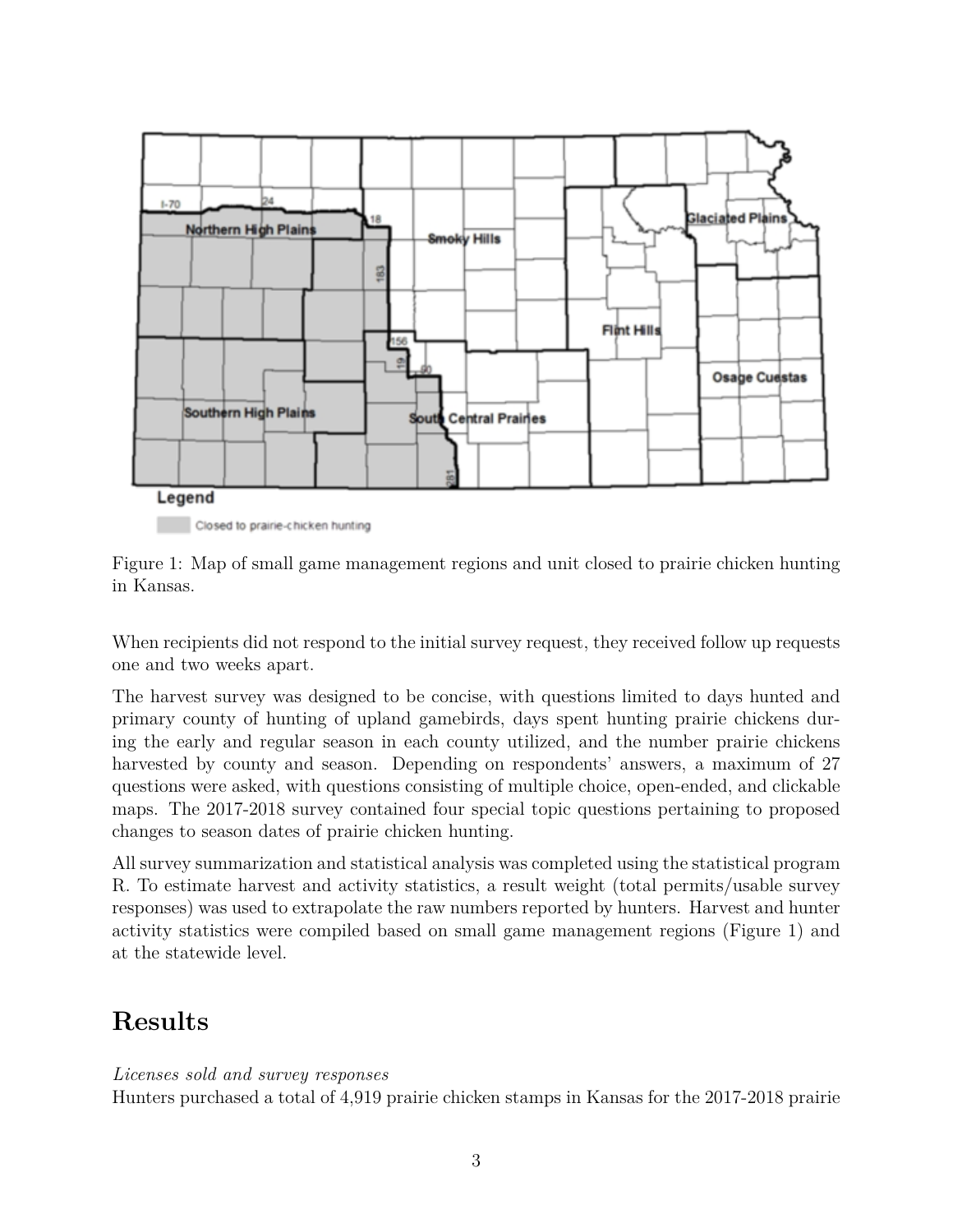Figure 1: Map of small game management regions and unit closed to prairie chicken hunting in Kansas.

When recipients did not respond to the initial survey request, they received follow up requests one and two weeks apart.

The harvest survey was designed to be concise, with questions limited to days hunted and primary county of hunting of upland gamebirds, days spent hunting prairie chickens during the early and regular season in each county utilized, and the number prairie chickens harvested by county and season. Depending on respondents' answers, a maximum of 27 questions were asked, with questions consisting of multiple choice, open-ended, and clickable maps. The 2017-2018 survey contained four special topic questions pertaining to proposed changes to season dates of prairie chicken hunting.

All survey summarization and statistical analysis was completed using the statistical program R. To estimate harvest and activity statistics, a result weight (total permits/usable survey responses) was used to extrapolate the raw numbers reported by hunters. Harvest and hunter activity statistics were compiled based on small game management regions (Figure 1) and at the statewide level.

# Results

*Licenses sold and survey responses*
Hunters purchased a total of 4,919 prairie chicken stamps in Kansas for the 2017-2018 prairie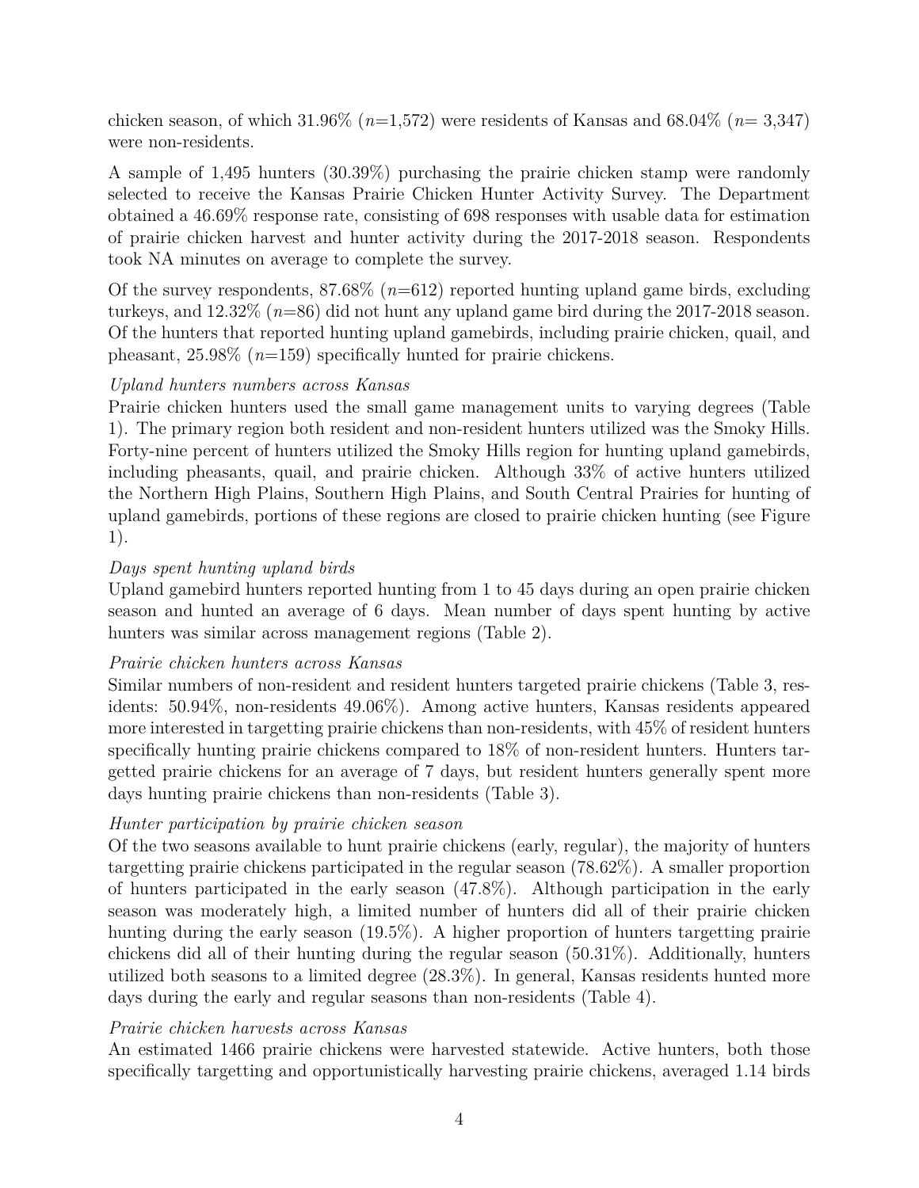chicken season, of which 31.96% ($n$=1,572) were residents of Kansas and 68.04% ($n$= 3,347) were non-residents.

A sample of 1,495 hunters (30.39%) purchasing the prairie chicken stamp were randomly selected to receive the Kansas Prairie Chicken Hunter Activity Survey. The Department obtained a 46.69% response rate, consisting of 698 responses with usable data for estimation of prairie chicken harvest and hunter activity during the 2017-2018 season. Respondents took NA minutes on average to complete the survey.

Of the survey respondents, 87.68% ($n$=612) reported hunting upland game birds, excluding turkeys, and 12.32% ($n$=86) did not hunt any upland game bird during the 2017-2018 season. Of the hunters that reported hunting upland gamebirds, including prairie chicken, quail, and pheasant, 25.98% ($n$=159) specifically hunted for prairie chickens.

*Upland hunters numbers across Kansas*

Prairie chicken hunters used the small game management units to varying degrees (Table 1). The primary region both resident and non-resident hunters utilized was the Smoky Hills. Forty-nine percent of hunters utilized the Smoky Hills region for hunting upland gamebirds, including pheasants, quail, and prairie chicken. Although 33% of active hunters utilized the Northern High Plains, Southern High Plains, and South Central Prairies for hunting of upland gamebirds, portions of these regions are closed to prairie chicken hunting (see Figure 1).

*Days spent hunting upland birds*

Upland gamebird hunters reported hunting from 1 to 45 days during an open prairie chicken season and hunted an average of 6 days. Mean number of days spent hunting by active hunters was similar across management regions (Table 2).

*Prairie chicken hunters across Kansas*

Similar numbers of non-resident and resident hunters targeted prairie chickens (Table 3, residents: 50.94%, non-residents 49.06%). Among active hunters, Kansas residents appeared more interested in targetting prairie chickens than non-residents, with 45% of resident hunters specifically hunting prairie chickens compared to 18% of non-resident hunters. Hunters targetted prairie chickens for an average of 7 days, but resident hunters generally spent more days hunting prairie chickens than non-residents (Table 3).

*Hunter participation by prairie chicken season*

Of the two seasons available to hunt prairie chickens (early, regular), the majority of hunters targetting prairie chickens participated in the regular season (78.62%). A smaller proportion of hunters participated in the early season (47.8%). Although participation in the early season was moderately high, a limited number of hunters did all of their prairie chicken hunting during the early season (19.5%). A higher proportion of hunters targetting prairie chickens did all of their hunting during the regular season (50.31%). Additionally, hunters utilized both seasons to a limited degree (28.3%). In general, Kansas residents hunted more days during the early and regular seasons than non-residents (Table 4).

*Prairie chicken harvests across Kansas*

An estimated 1466 prairie chickens were harvested statewide. Active hunters, both those specifically targetting and opportunistically harvesting prairie chickens, averaged 1.14 birds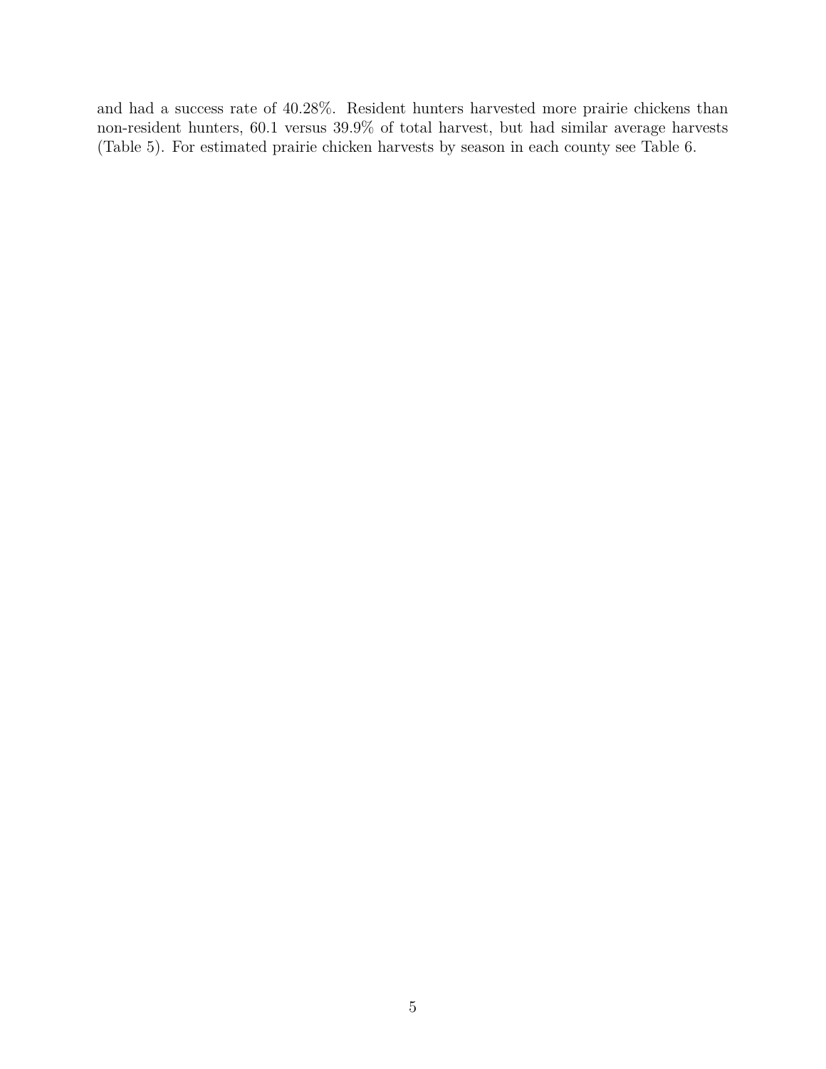and had a success rate of 40.28%. Resident hunters harvested more prairie chickens than non-resident hunters, 60.1 versus 39.9% of total harvest, but had similar average harvests (Table 5). For estimated prairie chicken harvests by season in each county see Table 6.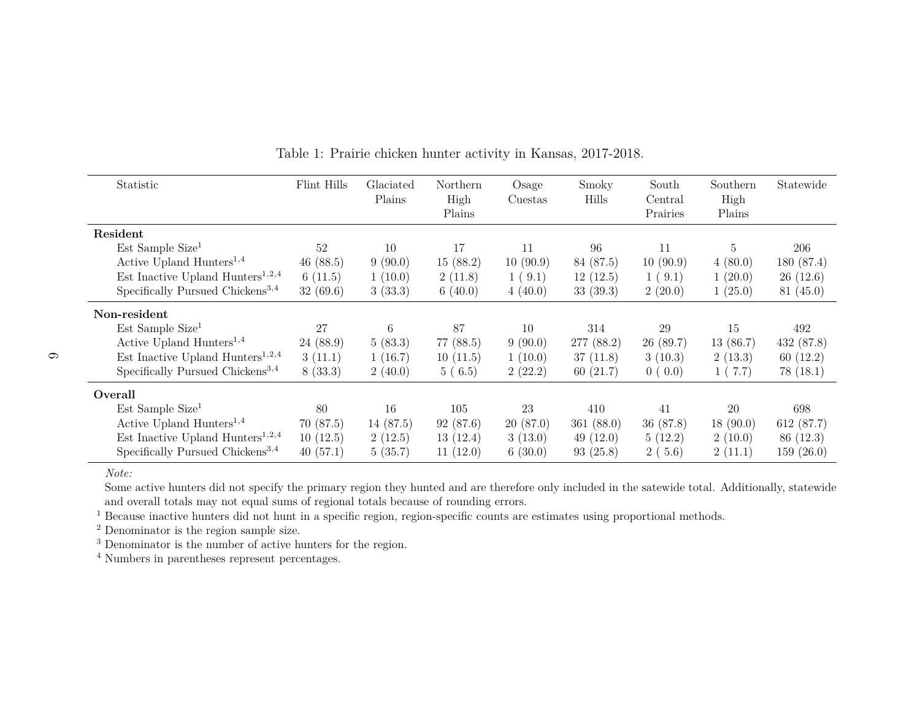Table 1: Prairie chicken hunter activity in Kansas, 2017-2018.

| Statistic | Flint Hills | Glaciated Plains | Northern High Plains | Osage Cuestas | Smoky Hills | South Central Prairies | Southern High Plains | Statewide |
|---|---|---|---|---|---|---|---|---|
| **Resident** | | | | | | | | |
| Est Sample Size[1] | 52 | 10 | 17 | 11 | 96 | 11 | 5 | 206 |
| Active Upland Hunters[1,4] | 46 (88.5) | 9 (90.0) | 15 (88.2) | 10 (90.9) | 84 (87.5) | 10 (90.9) | 4 (80.0) | 180 (87.4) |
| Est Inactive Upland Hunters[1,2,4] | 6 (11.5) | 1 (10.0) | 2 (11.8) | 1 ( 9.1) | 12 (12.5) | 1 ( 9.1) | 1 (20.0) | 26 (12.6) |
| Specifically Pursued Chickens[3,4] | 32 (69.6) | 3 (33.3) | 6 (40.0) | 4 (40.0) | 33 (39.3) | 2 (20.0) | 1 (25.0) | 81 (45.0) |
| **Non-resident** | | | | | | | | |
| Est Sample Size[1] | 27 | 6 | 87 | 10 | 314 | 29 | 15 | 492 |
| Active Upland Hunters[1,4] | 24 (88.9) | 5 (83.3) | 77 (88.5) | 9 (90.0) | 277 (88.2) | 26 (89.7) | 13 (86.7) | 432 (87.8) |
| Est Inactive Upland Hunters[1,2,4] | 3 (11.1) | 1 (16.7) | 10 (11.5) | 1 (10.0) | 37 (11.8) | 3 (10.3) | 2 (13.3) | 60 (12.2) |
| Specifically Pursued Chickens[3,4] | 8 (33.3) | 2 (40.0) | 5 ( 6.5) | 2 (22.2) | 60 (21.7) | 0 ( 0.0) | 1 ( 7.7) | 78 (18.1) |
| **Overall** | | | | | | | | |
| Est Sample Size[1] | 80 | 16 | 105 | 23 | 410 | 41 | 20 | 698 |
| Active Upland Hunters[1,4] | 70 (87.5) | 14 (87.5) | 92 (87.6) | 20 (87.0) | 361 (88.0) | 36 (87.8) | 18 (90.0) | 612 (87.7) |
| Est Inactive Upland Hunters[1,2,4] | 10 (12.5) | 2 (12.5) | 13 (12.4) | 3 (13.0) | 49 (12.0) | 5 (12.2) | 2 (10.0) | 86 (12.3) |
| Specifically Pursued Chickens[3,4] | 40 (57.1) | 5 (35.7) | 11 (12.0) | 6 (30.0) | 93 (25.8) | 2 ( 5.6) | 2 (11.1) | 159 (26.0) |

*Note:*
Some active hunters did not specify the primary region they hunted and are therefore only included in the satewide total. Additionally, statewide and overall totals may not equal sums of regional totals because of rounding errors.

[1] Because inactive hunters did not hunt in a specific region, region-specific counts are estimates using proportional methods.

[2] Denominator is the region sample size.

[3] Denominator is the number of active hunters for the region.

[4] Numbers in parentheses represent percentages.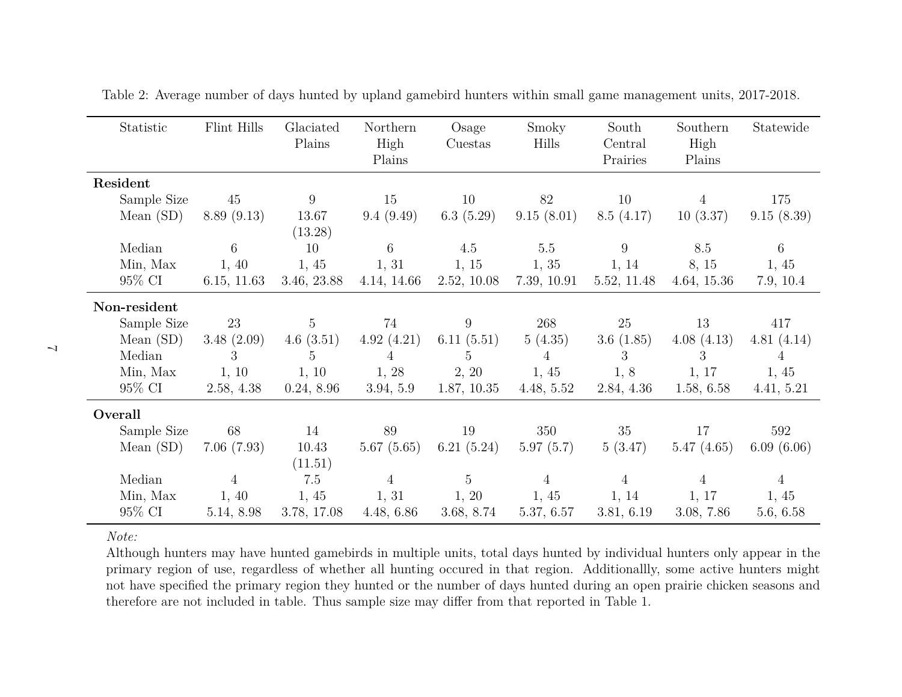Table 2: Average number of days hunted by upland gamebird hunters within small game management units, 2017-2018.

| Statistic | Flint Hills | Glaciated Plains | Northern High Plains | Osage Cuestas | Smoky Hills | South Central Prairies | Southern High Plains | Statewide |
|---|---|---|---|---|---|---|---|---|
| **Resident** | | | | | | | | |
| Sample Size | 45 | 9 | 15 | 10 | 82 | 10 | 4 | 175 |
| Mean (SD) | 8.89 (9.13) | 13.67 (13.28) | 9.4 (9.49) | 6.3 (5.29) | 9.15 (8.01) | 8.5 (4.17) | 10 (3.37) | 9.15 (8.39) |
| Median | 6 | 10 | 6 | 4.5 | 5.5 | 9 | 8.5 | 6 |
| Min, Max | 1, 40 | 1, 45 | 1, 31 | 1, 15 | 1, 35 | 1, 14 | 8, 15 | 1, 45 |
| 95% CI | 6.15, 11.63 | 3.46, 23.88 | 4.14, 14.66 | 2.52, 10.08 | 7.39, 10.91 | 5.52, 11.48 | 4.64, 15.36 | 7.9, 10.4 |
| **Non-resident** | | | | | | | | |
| Sample Size | 23 | 5 | 74 | 9 | 268 | 25 | 13 | 417 |
| Mean (SD) | 3.48 (2.09) | 4.6 (3.51) | 4.92 (4.21) | 6.11 (5.51) | 5 (4.35) | 3.6 (1.85) | 4.08 (4.13) | 4.81 (4.14) |
| Median | 3 | 5 | 4 | 5 | 4 | 3 | 3 | 4 |
| Min, Max | 1, 10 | 1, 10 | 1, 28 | 2, 20 | 1, 45 | 1, 8 | 1, 17 | 1, 45 |
| 95% CI | 2.58, 4.38 | 0.24, 8.96 | 3.94, 5.9 | 1.87, 10.35 | 4.48, 5.52 | 2.84, 4.36 | 1.58, 6.58 | 4.41, 5.21 |
| **Overall** | | | | | | | | |
| Sample Size | 68 | 14 | 89 | 19 | 350 | 35 | 17 | 592 |
| Mean (SD) | 7.06 (7.93) | 10.43 (11.51) | 5.67 (5.65) | 6.21 (5.24) | 5.97 (5.7) | 5 (3.47) | 5.47 (4.65) | 6.09 (6.06) |
| Median | 4 | 7.5 | 4 | 5 | 4 | 4 | 4 | 4 |
| Min, Max | 1, 40 | 1, 45 | 1, 31 | 1, 20 | 1, 45 | 1, 14 | 1, 17 | 1, 45 |
| 95% CI | 5.14, 8.98 | 3.78, 17.08 | 4.48, 6.86 | 3.68, 8.74 | 5.37, 6.57 | 3.81, 6.19 | 3.08, 7.86 | 5.6, 6.58 |

*Note:*
Although hunters may have hunted gamebirds in multiple units, total days hunted by individual hunters only appear in the primary region of use, regardless of whether all hunting occured in that region. Additionallly, some active hunters might not have specified the primary region they hunted or the number of days hunted during an open prairie chicken seasons and therefore are not included in table. Thus sample size may differ from that reported in Table 1.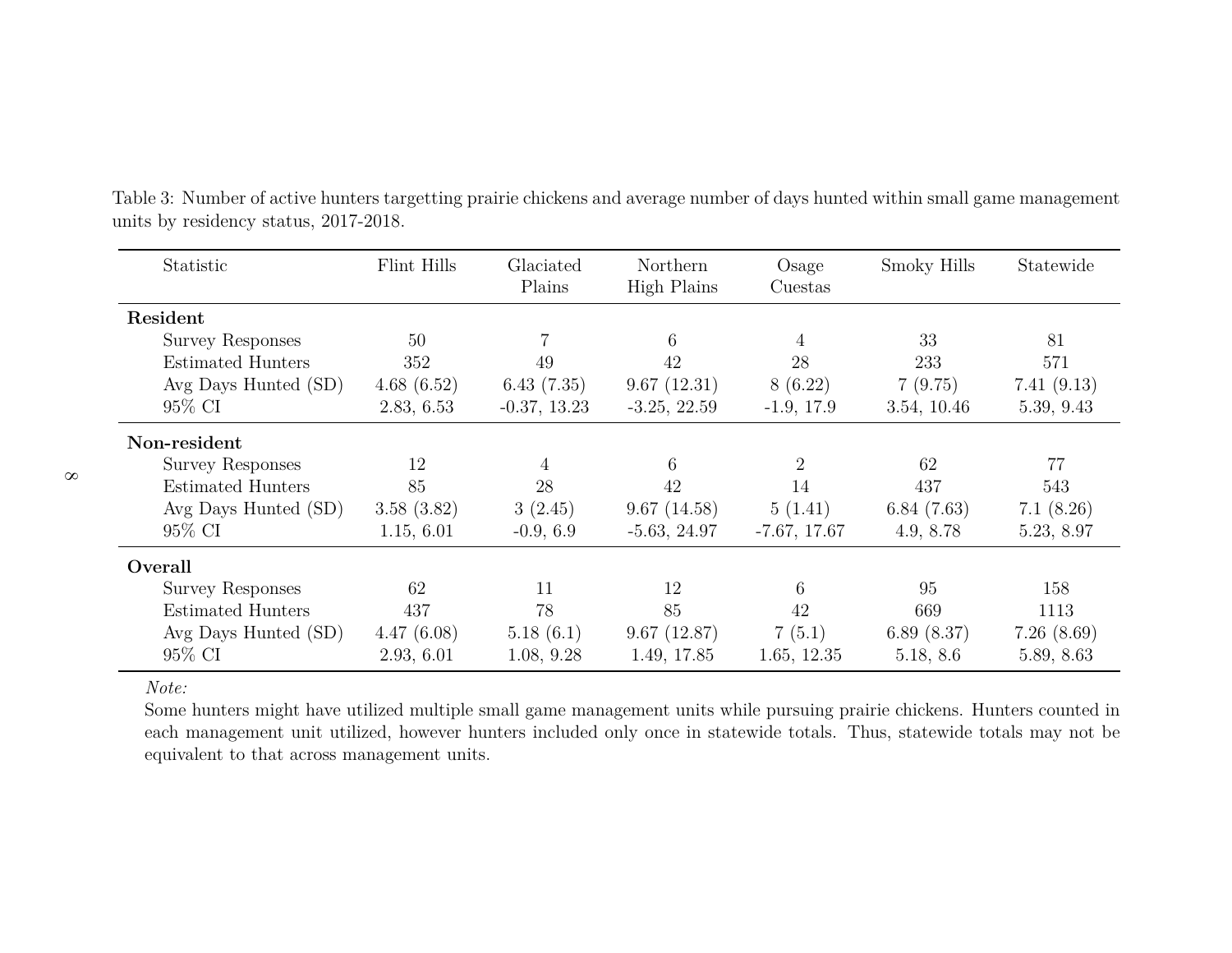Table 3: Number of active hunters targetting prairie chickens and average number of days hunted within small game management units by residency status, 2017-2018.

| Statistic | Flint Hills | Glaciated Plains | Northern High Plains | Osage Cuestas | Smoky Hills | Statewide |
|---|---|---|---|---|---|---|
| **Resident** | | | | | | |
| Survey Responses | 50 | 7 | 6 | 4 | 33 | 81 |
| Estimated Hunters | 352 | 49 | 42 | 28 | 233 | 571 |
| Avg Days Hunted (SD) | 4.68 (6.52) | 6.43 (7.35) | 9.67 (12.31) | 8 (6.22) | 7 (9.75) | 7.41 (9.13) |
| 95% CI | 2.83, 6.53 | -0.37, 13.23 | -3.25, 22.59 | -1.9, 17.9 | 3.54, 10.46 | 5.39, 9.43 |
| **Non-resident** | | | | | | |
| Survey Responses | 12 | 4 | 6 | 2 | 62 | 77 |
| Estimated Hunters | 85 | 28 | 42 | 14 | 437 | 543 |
| Avg Days Hunted (SD) | 3.58 (3.82) | 3 (2.45) | 9.67 (14.58) | 5 (1.41) | 6.84 (7.63) | 7.1 (8.26) |
| 95% CI | 1.15, 6.01 | -0.9, 6.9 | -5.63, 24.97 | -7.67, 17.67 | 4.9, 8.78 | 5.23, 8.97 |
| **Overall** | | | | | | |
| Survey Responses | 62 | 11 | 12 | 6 | 95 | 158 |
| Estimated Hunters | 437 | 78 | 85 | 42 | 669 | 1113 |
| Avg Days Hunted (SD) | 4.47 (6.08) | 5.18 (6.1) | 9.67 (12.87) | 7 (5.1) | 6.89 (8.37) | 7.26 (8.69) |
| 95% CI | 2.93, 6.01 | 1.08, 9.28 | 1.49, 17.85 | 1.65, 12.35 | 5.18, 8.6 | 5.89, 8.63 |

*Note:*
Some hunters might have utilized multiple small game management units while pursuing prairie chickens. Hunters counted in each management unit utilized, however hunters included only once in statewide totals. Thus, statewide totals may not be equivalent to that across management units.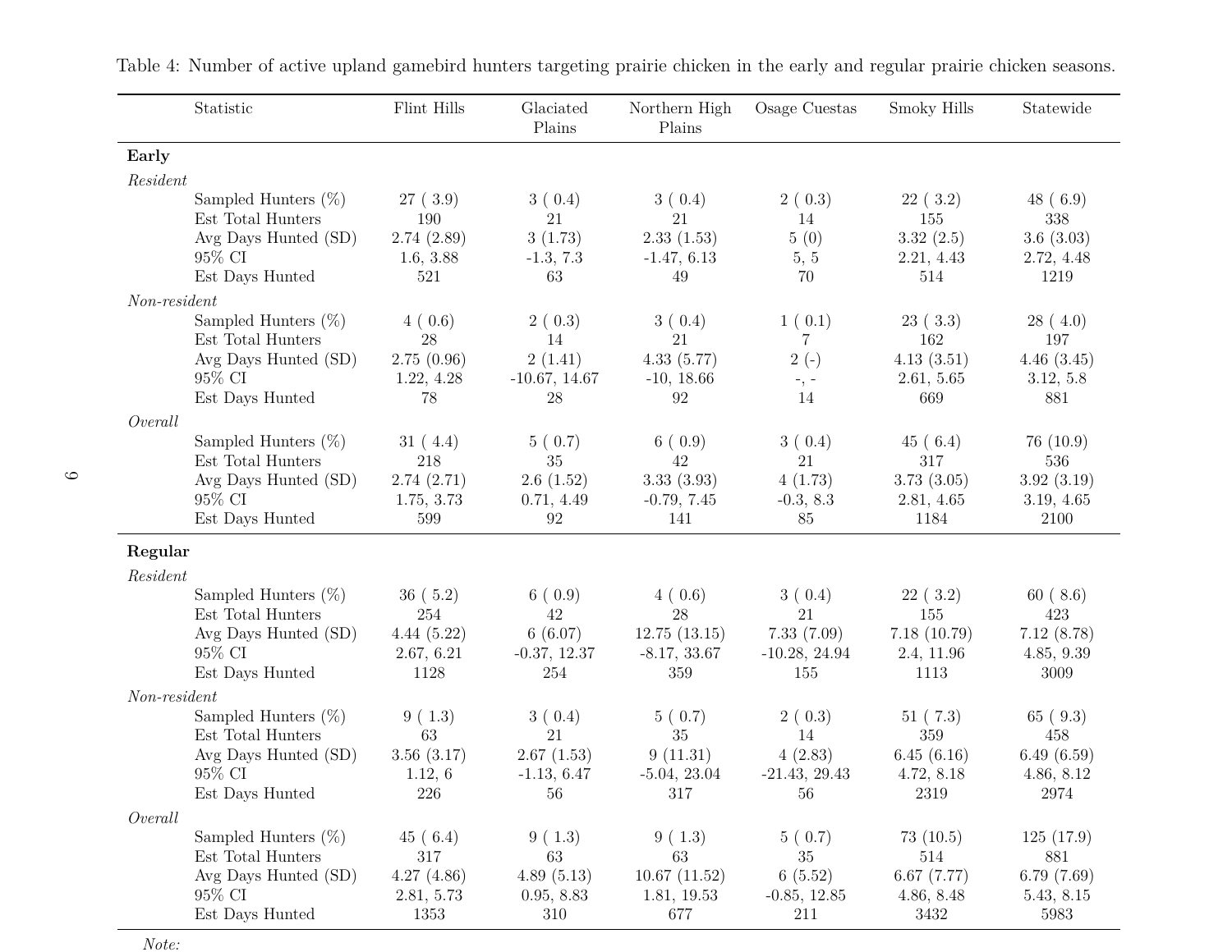Table 4: Number of active upland gamebird hunters targeting prairie chicken in the early and regular prairie chicken seasons.

| Statistic | Flint Hills | Glaciated Plains | Northern High Plains | Osage Cuestas | Smoky Hills | Statewide |
|---|---|---|---|---|---|---|
| **Early** | | | | | | |
| *Resident* | | | | | | |
| Sampled Hunters (%) | 27 ( 3.9) | 3 ( 0.4) | 3 ( 0.4) | 2 ( 0.3) | 22 ( 3.2) | 48 ( 6.9) |
| Est Total Hunters | 190 | 21 | 21 | 14 | 155 | 338 |
| Avg Days Hunted (SD) | 2.74 (2.89) | 3 (1.73) | 2.33 (1.53) | 5 (0) | 3.32 (2.5) | 3.6 (3.03) |
| 95% CI | 1.6, 3.88 | -1.3, 7.3 | -1.47, 6.13 | 5, 5 | 2.21, 4.43 | 2.72, 4.48 |
| Est Days Hunted | 521 | 63 | 49 | 70 | 514 | 1219 |
| *Non-resident* | | | | | | |
| Sampled Hunters (%) | 4 ( 0.6) | 2 ( 0.3) | 3 ( 0.4) | 1 ( 0.1) | 23 ( 3.3) | 28 ( 4.0) |
| Est Total Hunters | 28 | 14 | 21 | 7 | 162 | 197 |
| Avg Days Hunted (SD) | 2.75 (0.96) | 2 (1.41) | 4.33 (5.77) | 2 (-) | 4.13 (3.51) | 4.46 (3.45) |
| 95% CI | 1.22, 4.28 | -10.67, 14.67 | -10, 18.66 | -, - | 2.61, 5.65 | 3.12, 5.8 |
| Est Days Hunted | 78 | 28 | 92 | 14 | 669 | 881 |
| *Overall* | | | | | | |
| Sampled Hunters (%) | 31 ( 4.4) | 5 ( 0.7) | 6 ( 0.9) | 3 ( 0.4) | 45 ( 6.4) | 76 (10.9) |
| Est Total Hunters | 218 | 35 | 42 | 21 | 317 | 536 |
| Avg Days Hunted (SD) | 2.74 (2.71) | 2.6 (1.52) | 3.33 (3.93) | 4 (1.73) | 3.73 (3.05) | 3.92 (3.19) |
| 95% CI | 1.75, 3.73 | 0.71, 4.49 | -0.79, 7.45 | -0.3, 8.3 | 2.81, 4.65 | 3.19, 4.65 |
| Est Days Hunted | 599 | 92 | 141 | 85 | 1184 | 2100 |
| **Regular** | | | | | | |
| *Resident* | | | | | | |
| Sampled Hunters (%) | 36 ( 5.2) | 6 ( 0.9) | 4 ( 0.6) | 3 ( 0.4) | 22 ( 3.2) | 60 ( 8.6) |
| Est Total Hunters | 254 | 42 | 28 | 21 | 155 | 423 |
| Avg Days Hunted (SD) | 4.44 (5.22) | 6 (6.07) | 12.75 (13.15) | 7.33 (7.09) | 7.18 (10.79) | 7.12 (8.78) |
| 95% CI | 2.67, 6.21 | -0.37, 12.37 | -8.17, 33.67 | -10.28, 24.94 | 2.4, 11.96 | 4.85, 9.39 |
| Est Days Hunted | 1128 | 254 | 359 | 155 | 1113 | 3009 |
| *Non-resident* | | | | | | |
| Sampled Hunters (%) | 9 ( 1.3) | 3 ( 0.4) | 5 ( 0.7) | 2 ( 0.3) | 51 ( 7.3) | 65 ( 9.3) |
| Est Total Hunters | 63 | 21 | 35 | 14 | 359 | 458 |
| Avg Days Hunted (SD) | 3.56 (3.17) | 2.67 (1.53) | 9 (11.31) | 4 (2.83) | 6.45 (6.16) | 6.49 (6.59) |
| 95% CI | 1.12, 6 | -1.13, 6.47 | -5.04, 23.04 | -21.43, 29.43 | 4.72, 8.18 | 4.86, 8.12 |
| Est Days Hunted | 226 | 56 | 317 | 56 | 2319 | 2974 |
| *Overall* | | | | | | |
| Sampled Hunters (%) | 45 ( 6.4) | 9 ( 1.3) | 9 ( 1.3) | 5 ( 0.7) | 73 (10.5) | 125 (17.9) |
| Est Total Hunters | 317 | 63 | 63 | 35 | 514 | 881 |
| Avg Days Hunted (SD) | 4.27 (4.86) | 4.89 (5.13) | 10.67 (11.52) | 6 (5.52) | 6.67 (7.77) | 6.79 (7.69) |
| 95% CI | 2.81, 5.73 | 0.95, 8.83 | 1.81, 19.53 | -0.85, 12.85 | 4.86, 8.48 | 5.43, 8.15 |
| Est Days Hunted | 1353 | 310 | 677 | 211 | 3432 | 5983 |

*Note:*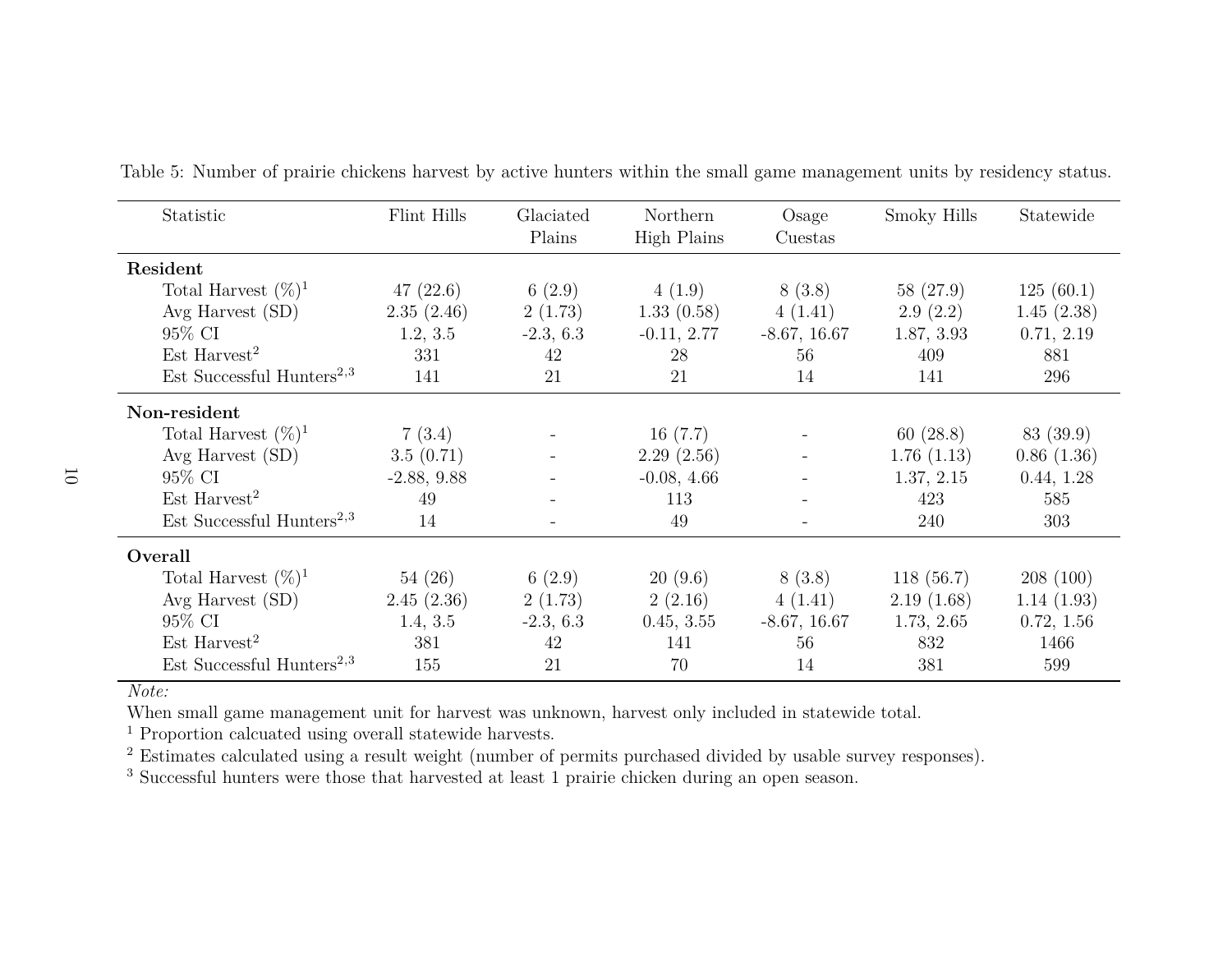Table 5: Number of prairie chickens harvest by active hunters within the small game management units by residency status.

| Statistic | Flint Hills | Glaciated Plains | Northern High Plains | Osage Cuestas | Smoky Hills | Statewide |
|---|---|---|---|---|---|---|
| **Resident** | | | | | | |
| Total Harvest (%)[1] | 47 (22.6) | 6 (2.9) | 4 (1.9) | 8 (3.8) | 58 (27.9) | 125 (60.1) |
| Avg Harvest (SD) | 2.35 (2.46) | 2 (1.73) | 1.33 (0.58) | 4 (1.41) | 2.9 (2.2) | 1.45 (2.38) |
| 95% CI | 1.2, 3.5 | -2.3, 6.3 | -0.11, 2.77 | -8.67, 16.67 | 1.87, 3.93 | 0.71, 2.19 |
| Est Harvest[2] | 331 | 42 | 28 | 56 | 409 | 881 |
| Est Successful Hunters[2,3] | 141 | 21 | 21 | 14 | 141 | 296 |
| **Non-resident** | | | | | | |
| Total Harvest (%)[1] | 7 (3.4) | - | 16 (7.7) | - | 60 (28.8) | 83 (39.9) |
| Avg Harvest (SD) | 3.5 (0.71) | - | 2.29 (2.56) | - | 1.76 (1.13) | 0.86 (1.36) |
| 95% CI | -2.88, 9.88 | - | -0.08, 4.66 | - | 1.37, 2.15 | 0.44, 1.28 |
| Est Harvest[2] | 49 | - | 113 | - | 423 | 585 |
| Est Successful Hunters[2,3] | 14 | - | 49 | - | 240 | 303 |
| **Overall** | | | | | | |
| Total Harvest (%)[1] | 54 (26) | 6 (2.9) | 20 (9.6) | 8 (3.8) | 118 (56.7) | 208 (100) |
| Avg Harvest (SD) | 2.45 (2.36) | 2 (1.73) | 2 (2.16) | 4 (1.41) | 2.19 (1.68) | 1.14 (1.93) |
| 95% CI | 1.4, 3.5 | -2.3, 6.3 | 0.45, 3.55 | -8.67, 16.67 | 1.73, 2.65 | 0.72, 1.56 |
| Est Harvest[2] | 381 | 42 | 141 | 56 | 832 | 1466 |
| Est Successful Hunters[2,3] | 155 | 21 | 70 | 14 | 381 | 599 |

*Note:*

When small game management unit for harvest was unknown, harvest only included in statewide total.

[1] Proportion calcuated using overall statewide harvests.

[2] Estimates calculated using a result weight (number of permits purchased divided by usable survey responses).

[3] Successful hunters were those that harvested at least 1 prairie chicken during an open season.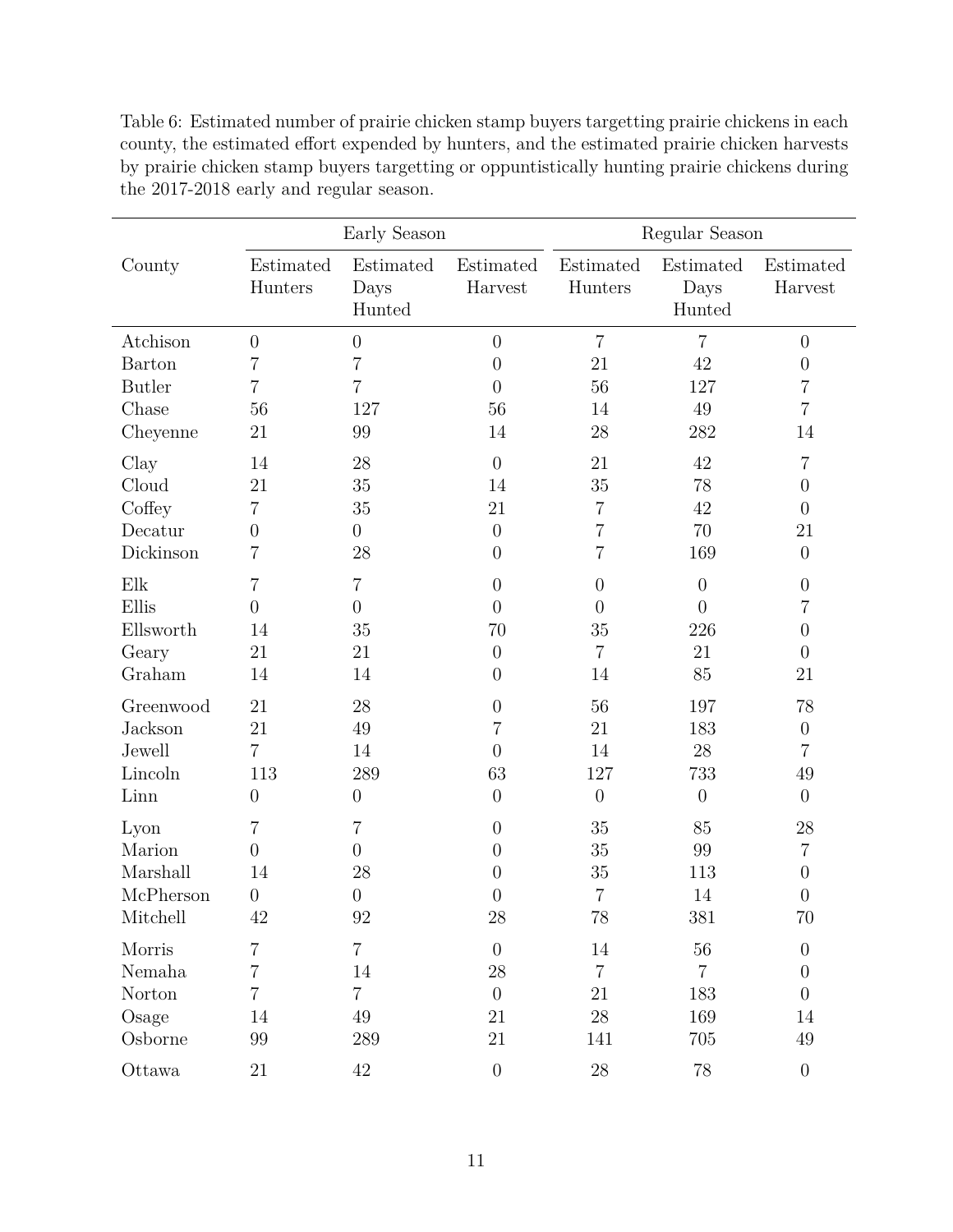Table 6: Estimated number of prairie chicken stamp buyers targetting prairie chickens in each county, the estimated effort expended by hunters, and the estimated prairie chicken harvests by prairie chicken stamp buyers targetting or oppuntistically hunting prairie chickens during the 2017-2018 early and regular season.

| County | Early Season | | | Regular Season | | |
|---|---|---|---|---|---|---|
| | Estimated Hunters | Estimated Days Hunted | Estimated Harvest | Estimated Hunters | Estimated Days Hunted | Estimated Harvest |
| Atchison | 0 | 0 | 0 | 7 | 7 | 0 |
| Barton | 7 | 7 | 0 | 21 | 42 | 0 |
| Butler | 7 | 7 | 0 | 56 | 127 | 7 |
| Chase | 56 | 127 | 56 | 14 | 49 | 7 |
| Cheyenne | 21 | 99 | 14 | 28 | 282 | 14 |
| Clay | 14 | 28 | 0 | 21 | 42 | 7 |
| Cloud | 21 | 35 | 14 | 35 | 78 | 0 |
| Coffey | 7 | 35 | 21 | 7 | 42 | 0 |
| Decatur | 0 | 0 | 0 | 7 | 70 | 21 |
| Dickinson | 7 | 28 | 0 | 7 | 169 | 0 |
| Elk | 7 | 7 | 0 | 0 | 0 | 0 |
| Ellis | 0 | 0 | 0 | 0 | 0 | 7 |
| Ellsworth | 14 | 35 | 70 | 35 | 226 | 0 |
| Geary | 21 | 21 | 0 | 7 | 21 | 0 |
| Graham | 14 | 14 | 0 | 14 | 85 | 21 |
| Greenwood | 21 | 28 | 0 | 56 | 197 | 78 |
| Jackson | 21 | 49 | 7 | 21 | 183 | 0 |
| Jewell | 7 | 14 | 0 | 14 | 28 | 7 |
| Lincoln | 113 | 289 | 63 | 127 | 733 | 49 |
| Linn | 0 | 0 | 0 | 0 | 0 | 0 |
| Lyon | 7 | 7 | 0 | 35 | 85 | 28 |
| Marion | 0 | 0 | 0 | 35 | 99 | 7 |
| Marshall | 14 | 28 | 0 | 35 | 113 | 0 |
| McPherson | 0 | 0 | 0 | 7 | 14 | 0 |
| Mitchell | 42 | 92 | 28 | 78 | 381 | 70 |
| Morris | 7 | 7 | 0 | 14 | 56 | 0 |
| Nemaha | 7 | 14 | 28 | 7 | 7 | 0 |
| Norton | 7 | 7 | 0 | 21 | 183 | 0 |
| Osage | 14 | 49 | 21 | 28 | 169 | 14 |
| Osborne | 99 | 289 | 21 | 141 | 705 | 49 |
| Ottawa | 21 | 42 | 0 | 28 | 78 | 0 |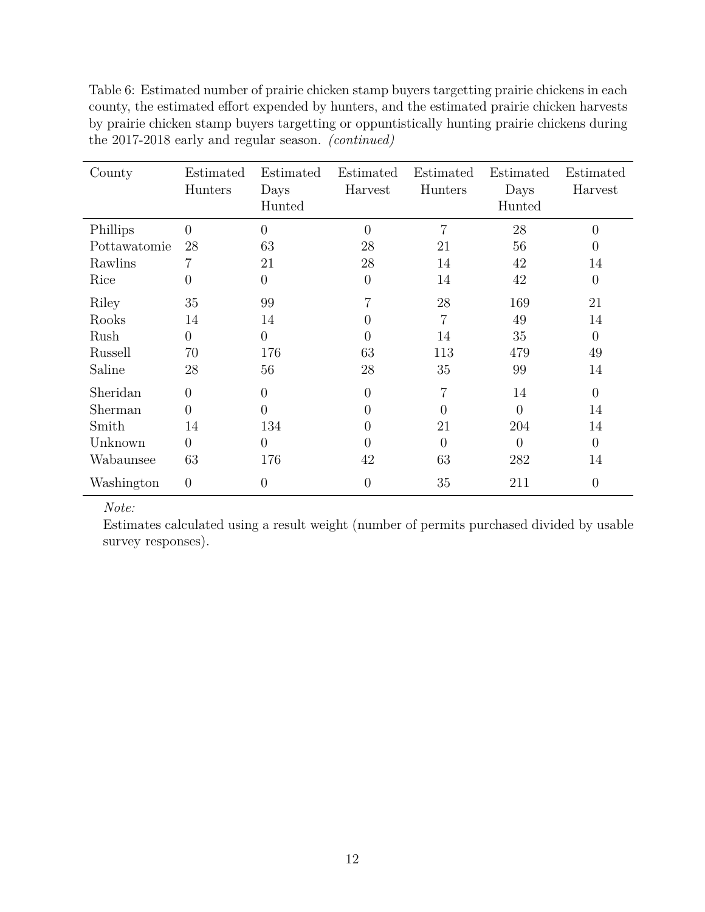Table 6: Estimated number of prairie chicken stamp buyers targetting prairie chickens in each county, the estimated effort expended by hunters, and the estimated prairie chicken harvests by prairie chicken stamp buyers targetting or oppuntistically hunting prairie chickens during the 2017-2018 early and regular season. *(continued)*

| County | Estimated Hunters | Estimated Days Hunted | Estimated Harvest | Estimated Hunters | Estimated Days Hunted | Estimated Harvest |
|---|---|---|---|---|---|---|
| Phillips | 0 | 0 | 0 | 7 | 28 | 0 |
| Pottawatomie | 28 | 63 | 28 | 21 | 56 | 0 |
| Rawlins | 7 | 21 | 28 | 14 | 42 | 14 |
| Rice | 0 | 0 | 0 | 14 | 42 | 0 |
| Riley | 35 | 99 | 7 | 28 | 169 | 21 |
| Rooks | 14 | 14 | 0 | 7 | 49 | 14 |
| Rush | 0 | 0 | 0 | 14 | 35 | 0 |
| Russell | 70 | 176 | 63 | 113 | 479 | 49 |
| Saline | 28 | 56 | 28 | 35 | 99 | 14 |
| Sheridan | 0 | 0 | 0 | 7 | 14 | 0 |
| Sherman | 0 | 0 | 0 | 0 | 0 | 14 |
| Smith | 14 | 134 | 0 | 21 | 204 | 14 |
| Unknown | 0 | 0 | 0 | 0 | 0 | 0 |
| Wabaunsee | 63 | 176 | 42 | 63 | 282 | 14 |
| Washington | 0 | 0 | 0 | 35 | 211 | 0 |

*Note:*

Estimates calculated using a result weight (number of permits purchased divided by usable survey responses).